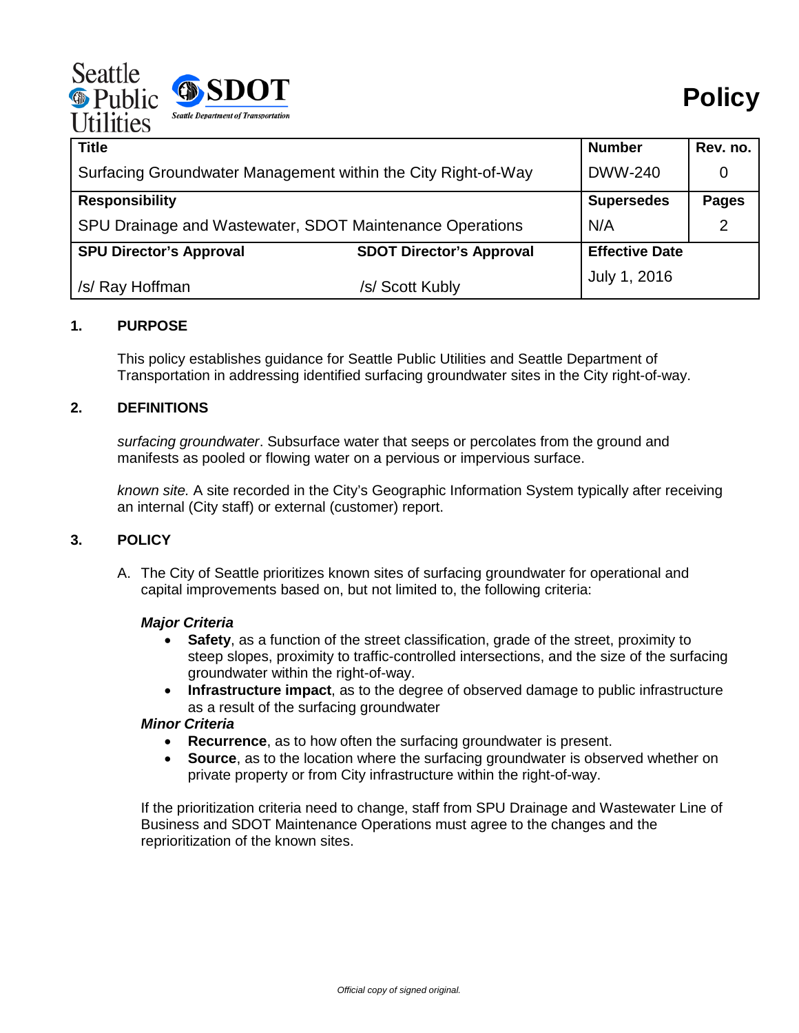Seattle Public Utilities | SDOT Seattle Department of Transportation

# Policy

| Title | | Number | Rev. no. |
|---|---|---|---|
| Surfacing Groundwater Management within the City Right-of-Way | | DWW-240 | 0 |
| **Responsibility** | | **Supersedes** | **Pages** |
| SPU Drainage and Wastewater, SDOT Maintenance Operations | | N/A | 2 |
| **SPU Director's Approval** | **SDOT Director's Approval** | **Effective Date** | |
| /s/ Ray Hoffman | /s/ Scott Kubly | July 1, 2016 | |

## 1. PURPOSE

This policy establishes guidance for Seattle Public Utilities and Seattle Department of Transportation in addressing identified surfacing groundwater sites in the City right-of-way.

## 2. DEFINITIONS

*surfacing groundwater*. Subsurface water that seeps or percolates from the ground and manifests as pooled or flowing water on a pervious or impervious surface.

*known site.* A site recorded in the City's Geographic Information System typically after receiving an internal (City staff) or external (customer) report.

## 3. POLICY

A. The City of Seattle prioritizes known sites of surfacing groundwater for operational and capital improvements based on, but not limited to, the following criteria:

***Major Criteria***

- **Safety**, as a function of the street classification, grade of the street, proximity to steep slopes, proximity to traffic-controlled intersections, and the size of the surfacing groundwater within the right-of-way.
- **Infrastructure impact**, as to the degree of observed damage to public infrastructure as a result of the surfacing groundwater

***Minor Criteria***

- **Recurrence**, as to how often the surfacing groundwater is present.
- **Source**, as to the location where the surfacing groundwater is observed whether on private property or from City infrastructure within the right-of-way.

If the prioritization criteria need to change, staff from SPU Drainage and Wastewater Line of Business and SDOT Maintenance Operations must agree to the changes and the reprioritization of the known sites.

*Official copy of signed original.*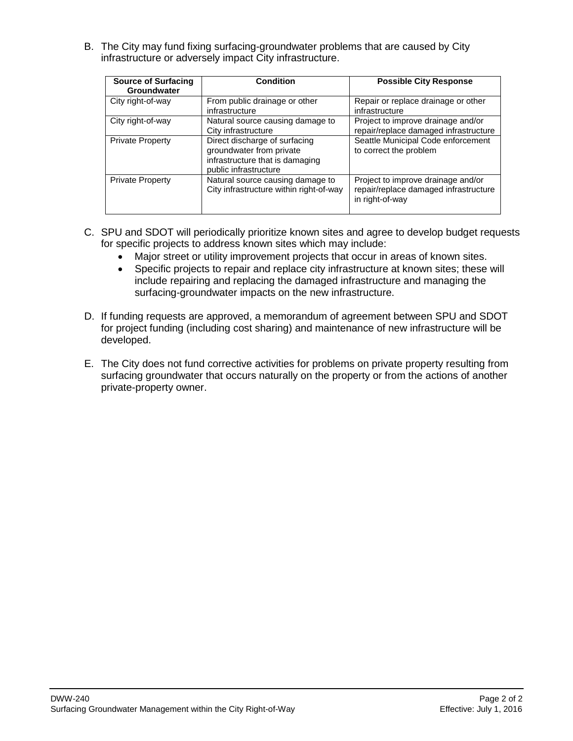B. The City may fund fixing surfacing-groundwater problems that are caused by City infrastructure or adversely impact City infrastructure.

| Source of Surfacing Groundwater | Condition | Possible City Response |
|---|---|---|
| City right-of-way | From public drainage or other infrastructure | Repair or replace drainage or other infrastructure |
| City right-of-way | Natural source causing damage to City infrastructure | Project to improve drainage and/or repair/replace damaged infrastructure |
| Private Property | Direct discharge of surfacing groundwater from private infrastructure that is damaging public infrastructure | Seattle Municipal Code enforcement to correct the problem |
| Private Property | Natural source causing damage to City infrastructure within right-of-way | Project to improve drainage and/or repair/replace damaged infrastructure in right-of-way |

C. SPU and SDOT will periodically prioritize known sites and agree to develop budget requests for specific projects to address known sites which may include:
   - Major street or utility improvement projects that occur in areas of known sites.
   - Specific projects to repair and replace city infrastructure at known sites; these will include repairing and replacing the damaged infrastructure and managing the surfacing-groundwater impacts on the new infrastructure.

D. If funding requests are approved, a memorandum of agreement between SPU and SDOT for project funding (including cost sharing) and maintenance of new infrastructure will be developed.

E. The City does not fund corrective activities for problems on private property resulting from surfacing groundwater that occurs naturally on the property or from the actions of another private-property owner.